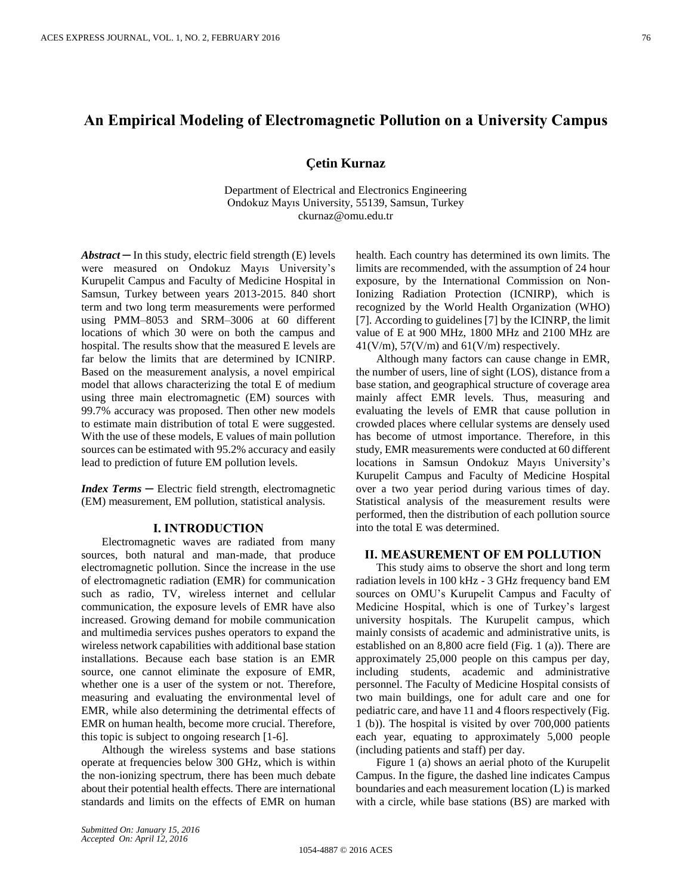# An Empirical Modeling of Electromagnetic Pollution on a University Campus

**Çetin Kurnaz**

Department of Electrical and Electronics Engineering
Ondokuz Mayıs University, 55139, Samsun, Turkey
ckurnaz@omu.edu.tr

***Abstract*** ─ In this study, electric field strength (E) levels were measured on Ondokuz Mayıs University's Kurupelit Campus and Faculty of Medicine Hospital in Samsun, Turkey between years 2013-2015. 840 short term and two long term measurements were performed using PMM–8053 and SRM–3006 at 60 different locations of which 30 were on both the campus and hospital. The results show that the measured E levels are far below the limits that are determined by ICNIRP. Based on the measurement analysis, a novel empirical model that allows characterizing the total E of medium using three main electromagnetic (EM) sources with 99.7% accuracy was proposed. Then other new models to estimate main distribution of total E were suggested. With the use of these models, E values of main pollution sources can be estimated with 95.2% accuracy and easily lead to prediction of future EM pollution levels.

***Index Terms*** ─ Electric field strength, electromagnetic (EM) measurement, EM pollution, statistical analysis.

## I. INTRODUCTION

Electromagnetic waves are radiated from many sources, both natural and man-made, that produce electromagnetic pollution. Since the increase in the use of electromagnetic radiation (EMR) for communication such as radio, TV, wireless internet and cellular communication, the exposure levels of EMR have also increased. Growing demand for mobile communication and multimedia services pushes operators to expand the wireless network capabilities with additional base station installations. Because each base station is an EMR source, one cannot eliminate the exposure of EMR, whether one is a user of the system or not. Therefore, measuring and evaluating the environmental level of EMR, while also determining the detrimental effects of EMR on human health, become more crucial. Therefore, this topic is subject to ongoing research [1-6].

Although the wireless systems and base stations operate at frequencies below 300 GHz, which is within the non-ionizing spectrum, there has been much debate about their potential health effects. There are international standards and limits on the effects of EMR on human health. Each country has determined its own limits. The limits are recommended, with the assumption of 24 hour exposure, by the International Commission on Non-Ionizing Radiation Protection (ICNIRP), which is recognized by the World Health Organization (WHO) [7]. According to guidelines [7] by the ICINRP, the limit value of E at 900 MHz, 1800 MHz and 2100 MHz are 41(V/m), 57(V/m) and 61(V/m) respectively.

Although many factors can cause change in EMR, the number of users, line of sight (LOS), distance from a base station, and geographical structure of coverage area mainly affect EMR levels. Thus, measuring and evaluating the levels of EMR that cause pollution in crowded places where cellular systems are densely used has become of utmost importance. Therefore, in this study, EMR measurements were conducted at 60 different locations in Samsun Ondokuz Mayıs University's Kurupelit Campus and Faculty of Medicine Hospital over a two year period during various times of day. Statistical analysis of the measurement results were performed, then the distribution of each pollution source into the total E was determined.

## II. MEASUREMENT OF EM POLLUTION

This study aims to observe the short and long term radiation levels in 100 kHz - 3 GHz frequency band EM sources on OMU's Kurupelit Campus and Faculty of Medicine Hospital, which is one of Turkey's largest university hospitals. The Kurupelit campus, which mainly consists of academic and administrative units, is established on an 8,800 acre field (Fig. 1 (a)). There are approximately 25,000 people on this campus per day, including students, academic and administrative personnel. The Faculty of Medicine Hospital consists of two main buildings, one for adult care and one for pediatric care, and have 11 and 4 floors respectively (Fig. 1 (b)). The hospital is visited by over 700,000 patients each year, equating to approximately 5,000 people (including patients and staff) per day.

Figure 1 (a) shows an aerial photo of the Kurupelit Campus. In the figure, the dashed line indicates Campus boundaries and each measurement location (L) is marked with a circle, while base stations (BS) are marked with

*Submitted On: January 15, 2016*
*Accepted On: April 12, 2016*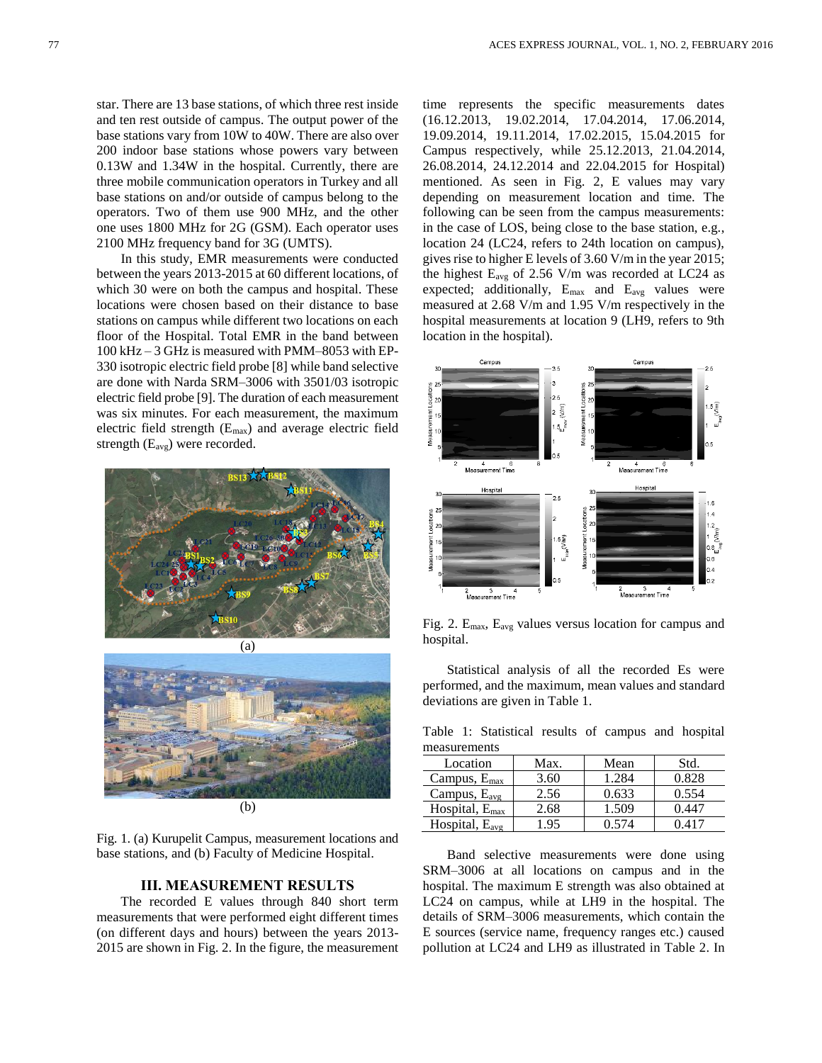star. There are 13 base stations, of which three rest inside and ten rest outside of campus. The output power of the base stations vary from 10W to 40W. There are also over 200 indoor base stations whose powers vary between 0.13W and 1.34W in the hospital. Currently, there are three mobile communication operators in Turkey and all base stations on and/or outside of campus belong to the operators. Two of them use 900 MHz, and the other one uses 1800 MHz for 2G (GSM). Each operator uses 2100 MHz frequency band for 3G (UMTS).

In this study, EMR measurements were conducted between the years 2013-2015 at 60 different locations, of which 30 were on both the campus and hospital. These locations were chosen based on their distance to base stations on campus while different two locations on each floor of the Hospital. Total EMR in the band between 100 kHz – 3 GHz is measured with PMM–8053 with EP-330 isotropic electric field probe [8] while band selective are done with Narda SRM–3006 with 3501/03 isotropic electric field probe [9]. The duration of each measurement was six minutes. For each measurement, the maximum electric field strength ($E_{max}$) and average electric field strength ($E_{avg}$) were recorded.

Fig. 1. (a) Kurupelit Campus, measurement locations and base stations, and (b) Faculty of Medicine Hospital.

## III. MEASUREMENT RESULTS

The recorded E values through 840 short term measurements that were performed eight different times (on different days and hours) between the years 2013-2015 are shown in Fig. 2. In the figure, the measurement time represents the specific measurements dates (16.12.2013, 19.02.2014, 17.04.2014, 17.06.2014, 19.09.2014, 19.11.2014, 17.02.2015, 15.04.2015 for Campus respectively, while 25.12.2013, 21.04.2014, 26.08.2014, 24.12.2014 and 22.04.2015 for Hospital) mentioned. As seen in Fig. 2, E values may vary depending on measurement location and time. The following can be seen from the campus measurements: in the case of LOS, being close to the base station, e.g., location 24 (LC24, refers to 24th location on campus), gives rise to higher E levels of 3.60 V/m in the year 2015; the highest $E_{avg}$ of 2.56 V/m was recorded at LC24 as expected; additionally, $E_{max}$ and $E_{avg}$ values were measured at 2.68 V/m and 1.95 V/m respectively in the hospital measurements at location 9 (LH9, refers to 9th location in the hospital).

Fig. 2. $E_{max}$, $E_{avg}$ values versus location for campus and hospital.

Statistical analysis of all the recorded Es were performed, and the maximum, mean values and standard deviations are given in Table 1.

Table 1: Statistical results of campus and hospital measurements

| Location | Max. | Mean | Std. |
|---|---|---|---|
| Campus, $E_{max}$ | 3.60 | 1.284 | 0.828 |
| Campus, $E_{avg}$ | 2.56 | 0.633 | 0.554 |
| Hospital, $E_{max}$ | 2.68 | 1.509 | 0.447 |
| Hospital, $E_{avg}$ | 1.95 | 0.574 | 0.417 |

Band selective measurements were done using SRM–3006 at all locations on campus and in the hospital. The maximum E strength was also obtained at LC24 on campus, while at LH9 in the hospital. The details of SRM–3006 measurements, which contain the E sources (service name, frequency ranges etc.) caused pollution at LC24 and LH9 as illustrated in Table 2. In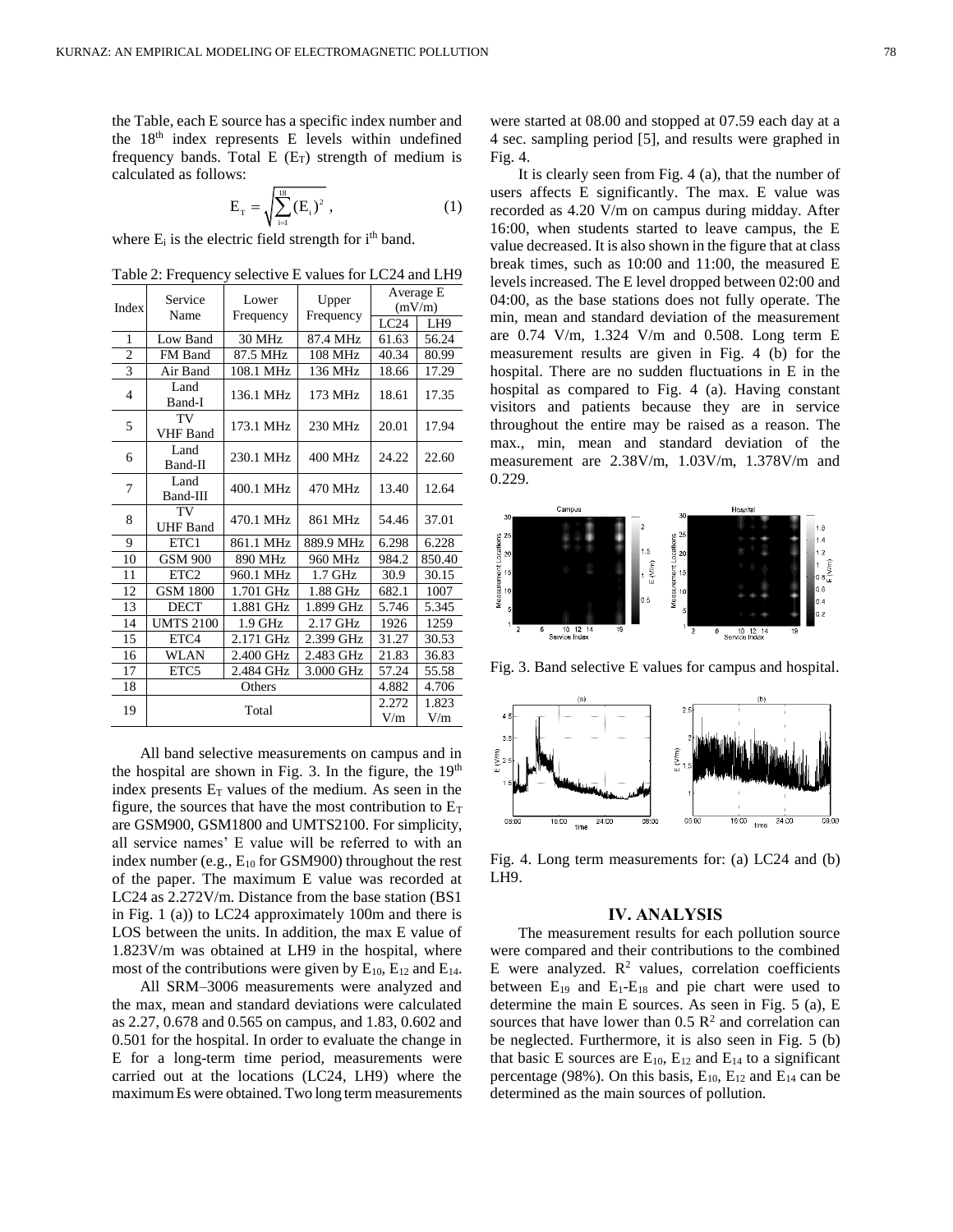the Table, each E source has a specific index number and the 18th index represents E levels within undefined frequency bands. Total E ($E_T$) strength of medium is calculated as follows:

$$E_T = \sqrt{\sum_{i=1}^{18} (E_i)^2}\ , \tag{1}$$

where $E_i$ is the electric field strength for ith band.

Table 2: Frequency selective E values for LC24 and LH9

| Index | Service Name | Lower Frequency | Upper Frequency | Average E (mV/m) | |
|---|---|---|---|---|---|
| | | | | LC24 | LH9 |
| 1 | Low Band | 30 MHz | 87.4 MHz | 61.63 | 56.24 |
| 2 | FM Band | 87.5 MHz | 108 MHz | 40.34 | 80.99 |
| 3 | Air Band | 108.1 MHz | 136 MHz | 18.66 | 17.29 |
| 4 | Land Band-I | 136.1 MHz | 173 MHz | 18.61 | 17.35 |
| 5 | TV VHF Band | 173.1 MHz | 230 MHz | 20.01 | 17.94 |
| 6 | Land Band-II | 230.1 MHz | 400 MHz | 24.22 | 22.60 |
| 7 | Land Band-III | 400.1 MHz | 470 MHz | 13.40 | 12.64 |
| 8 | TV UHF Band | 470.1 MHz | 861 MHz | 54.46 | 37.01 |
| 9 | ETC1 | 861.1 MHz | 889.9 MHz | 6.298 | 6.228 |
| 10 | GSM 900 | 890 MHz | 960 MHz | 984.2 | 850.40 |
| 11 | ETC2 | 960.1 MHz | 1.7 GHz | 30.9 | 30.15 |
| 12 | GSM 1800 | 1.701 GHz | 1.88 GHz | 682.1 | 1007 |
| 13 | DECT | 1.881 GHz | 1.899 GHz | 5.746 | 5.345 |
| 14 | UMTS 2100 | 1.9 GHz | 2.17 GHz | 1926 | 1259 |
| 15 | ETC4 | 2.171 GHz | 2.399 GHz | 31.27 | 30.53 |
| 16 | WLAN | 2.400 GHz | 2.483 GHz | 21.83 | 36.83 |
| 17 | ETC5 | 2.484 GHz | 3.000 GHz | 57.24 | 55.58 |
| 18 | Others | | | 4.882 | 4.706 |
| 19 | Total | | | 2.272 V/m | 1.823 V/m |

All band selective measurements on campus and in the hospital are shown in Fig. 3. In the figure, the 19th index presents $E_T$ values of the medium. As seen in the figure, the sources that have the most contribution to $E_T$ are GSM900, GSM1800 and UMTS2100. For simplicity, all service names' E value will be referred to with an index number (e.g., $E_{10}$ for GSM900) throughout the rest of the paper. The maximum E value was recorded at LC24 as 2.272V/m. Distance from the base station (BS1 in Fig. 1 (a)) to LC24 approximately 100m and there is LOS between the units. In addition, the max E value of 1.823V/m was obtained at LH9 in the hospital, where most of the contributions were given by $E_{10}$, $E_{12}$ and $E_{14}$.

All SRM–3006 measurements were analyzed and the max, mean and standard deviations were calculated as 2.27, 0.678 and 0.565 on campus, and 1.83, 0.602 and 0.501 for the hospital. In order to evaluate the change in E for a long-term time period, measurements were carried out at the locations (LC24, LH9) where the maximum Es were obtained. Two long term measurements were started at 08.00 and stopped at 07.59 each day at a 4 sec. sampling period [5], and results were graphed in Fig. 4.

It is clearly seen from Fig. 4 (a), that the number of users affects E significantly. The max. E value was recorded as 4.20 V/m on campus during midday. After 16:00, when students started to leave campus, the E value decreased. It is also shown in the figure that at class break times, such as 10:00 and 11:00, the measured E levels increased. The E level dropped between 02:00 and 04:00, as the base stations does not fully operate. The min, mean and standard deviation of the measurement are 0.74 V/m, 1.324 V/m and 0.508. Long term E measurement results are given in Fig. 4 (b) for the hospital. There are no sudden fluctuations in E in the hospital as compared to Fig. 4 (a). Having constant visitors and patients because they are in service throughout the entire may be raised as a reason. The max., min, mean and standard deviation of the measurement are 2.38V/m, 1.03V/m, 1.378V/m and 0.229.

Fig. 3. Band selective E values for campus and hospital.

Fig. 4. Long term measurements for: (a) LC24 and (b) LH9.

## IV. ANALYSIS

The measurement results for each pollution source were compared and their contributions to the combined E were analyzed. $R^2$ values, correlation coefficients between $E_{19}$ and $E_1$-$E_{18}$ and pie chart were used to determine the main E sources. As seen in Fig. 5 (a), E sources that have lower than 0.5 $R^2$ and correlation can be neglected. Furthermore, it is also seen in Fig. 5 (b) that basic E sources are $E_{10}$, $E_{12}$ and $E_{14}$ to a significant percentage (98%). On this basis, $E_{10}$, $E_{12}$ and $E_{14}$ can be determined as the main sources of pollution.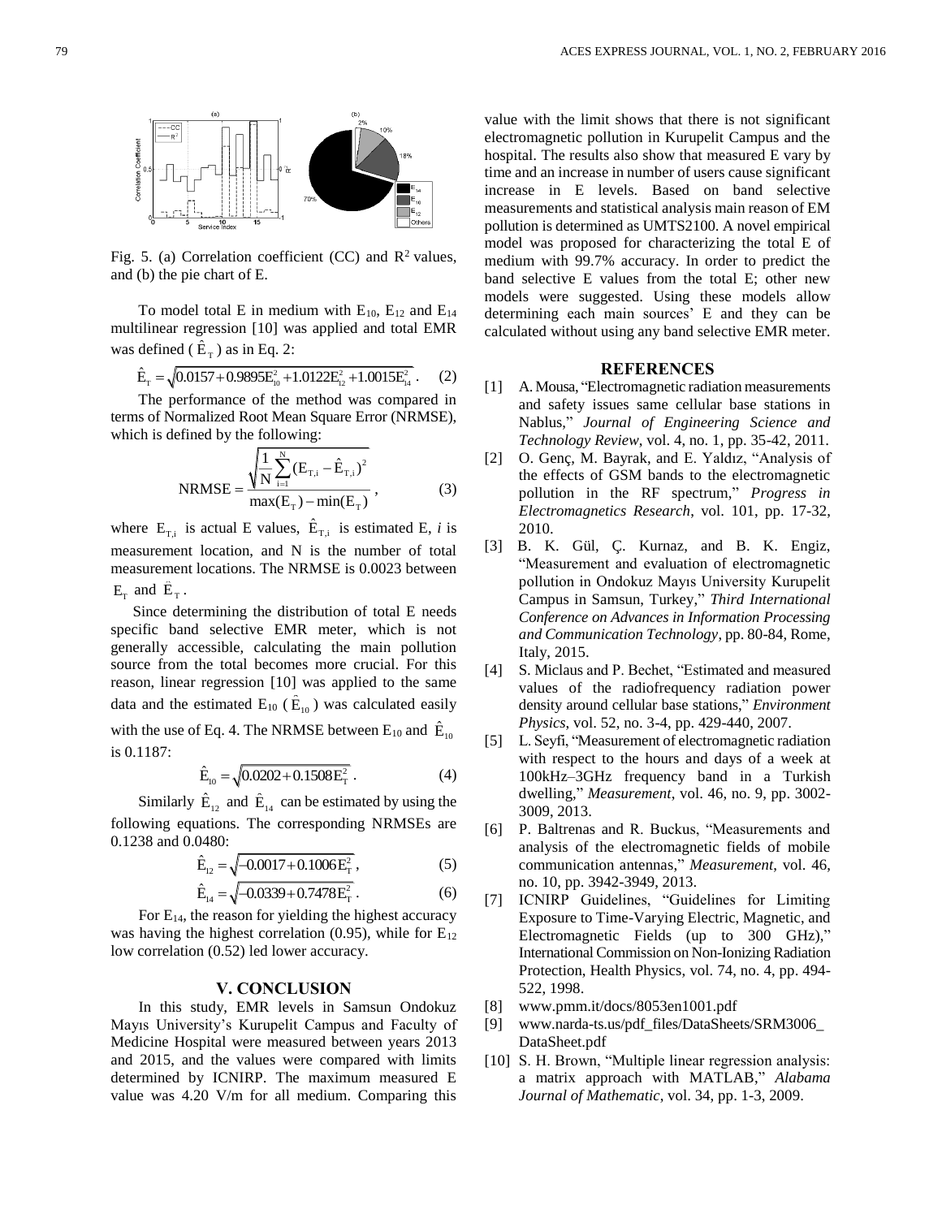(a)

CC

$R^2$

Correlation Coefficient

0.5

0

0 5 10 15

Service Index

1

0

-1

$R^2$

(b)

2%

10%

18%

70%

$E_{14}$

$E_{10}$

$E_{12}$

Others

Fig. 5. (a) Correlation coefficient (CC) and $R^2$ values, and (b) the pie chart of E.

To model total E in medium with $E_{10}$, $E_{12}$ and $E_{14}$ multilinear regression [10] was applied and total EMR was defined ($\hat{E}_T$) as in Eq. 2:

$$\hat{E}_T = \sqrt{0.0157 + 0.9895E_{10}^2 + 1.0122E_{12}^2 + 1.0015E_{14}^2}\,. \quad (2)$$

The performance of the method was compared in terms of Normalized Root Mean Square Error (NRMSE), which is defined by the following:

$$\text{NRMSE} = \frac{\sqrt{\frac{1}{N}\sum_{i=1}^{N}(E_{T,i} - \hat{E}_{T,i})^2}}{\max(E_T) - \min(E_T)}\,, \quad (3)$$

where $E_{T,i}$ is actual E values, $\hat{E}_{T,i}$ is estimated E, *i* is measurement location, and N is the number of total measurement locations. The NRMSE is 0.0023 between $E_T$ and $\hat{E}_T$.

Since determining the distribution of total E needs specific band selective EMR meter, which is not generally accessible, calculating the main pollution source from the total becomes more crucial. For this reason, linear regression [10] was applied to the same data and the estimated $E_{10}$ ($\hat{E}_{10}$) was calculated easily with the use of Eq. 4. The NRMSE between $E_{10}$ and $\hat{E}_{10}$ is 0.1187:

$$\hat{E}_{10} = \sqrt{0.0202 + 0.1508E_T^2}\,. \quad (4)$$

Similarly $\hat{E}_{12}$ and $\hat{E}_{14}$ can be estimated by using the following equations. The corresponding NRMSEs are 0.1238 and 0.0480:

$$\hat{E}_{12} = \sqrt{-0.0017 + 0.1006E_T^2}\,, \quad (5)$$

$$\hat{E}_{14} = \sqrt{-0.0339 + 0.7478E_T^2}\,. \quad (6)$$

For $E_{14}$, the reason for yielding the highest accuracy was having the highest correlation (0.95), while for $E_{12}$ low correlation (0.52) led lower accuracy.

## V. CONCLUSION

In this study, EMR levels in Samsun Ondokuz Mayıs University's Kurupelit Campus and Faculty of Medicine Hospital were measured between years 2013 and 2015, and the values were compared with limits determined by ICNIRP. The maximum measured E value was 4.20 V/m for all medium. Comparing this value with the limit shows that there is not significant electromagnetic pollution in Kurupelit Campus and the hospital. The results also show that measured E vary by time and an increase in number of users cause significant increase in E levels. Based on band selective measurements and statistical analysis main reason of EM pollution is determined as UMTS2100. A novel empirical model was proposed for characterizing the total E of medium with 99.7% accuracy. In order to predict the band selective E values from the total E; other new models were suggested. Using these models allow determining each main sources' E and they can be calculated without using any band selective EMR meter.

## REFERENCES

[1] A. Mousa, "Electromagnetic radiation measurements and safety issues same cellular base stations in Nablus," *Journal of Engineering Science and Technology Review*, vol. 4, no. 1, pp. 35-42, 2011.

[2] O. Genç, M. Bayrak, and E. Yaldız, "Analysis of the effects of GSM bands to the electromagnetic pollution in the RF spectrum," *Progress in Electromagnetics Research*, vol. 101, pp. 17-32, 2010.

[3] B. K. Gül, Ç. Kurnaz, and B. K. Engiz, "Measurement and evaluation of electromagnetic pollution in Ondokuz Mayıs University Kurupelit Campus in Samsun, Turkey," *Third International Conference on Advances in Information Processing and Communication Technology*, pp. 80-84, Rome, Italy, 2015.

[4] S. Miclaus and P. Bechet, "Estimated and measured values of the radiofrequency radiation power density around cellular base stations," *Environment Physics*, vol. 52, no. 3-4, pp. 429-440, 2007.

[5] L. Seyfi, "Measurement of electromagnetic radiation with respect to the hours and days of a week at 100kHz–3GHz frequency band in a Turkish dwelling," *Measurement*, vol. 46, no. 9, pp. 3002-3009, 2013.

[6] P. Baltrenas and R. Buckus, "Measurements and analysis of the electromagnetic fields of mobile communication antennas," *Measurement*, vol. 46, no. 10, pp. 3942-3949, 2013.

[7] ICNIRP Guidelines, "Guidelines for Limiting Exposure to Time-Varying Electric, Magnetic, and Electromagnetic Fields (up to 300 GHz)," International Commission on Non-Ionizing Radiation Protection, Health Physics, vol. 74, no. 4, pp. 494-522, 1998.

[8] www.pmm.it/docs/8053en1001.pdf

[9] www.narda-ts.us/pdf_files/DataSheets/SRM3006_DataSheet.pdf

[10] S. H. Brown, "Multiple linear regression analysis: a matrix approach with MATLAB," *Alabama Journal of Mathematic*, vol. 34, pp. 1-3, 2009.